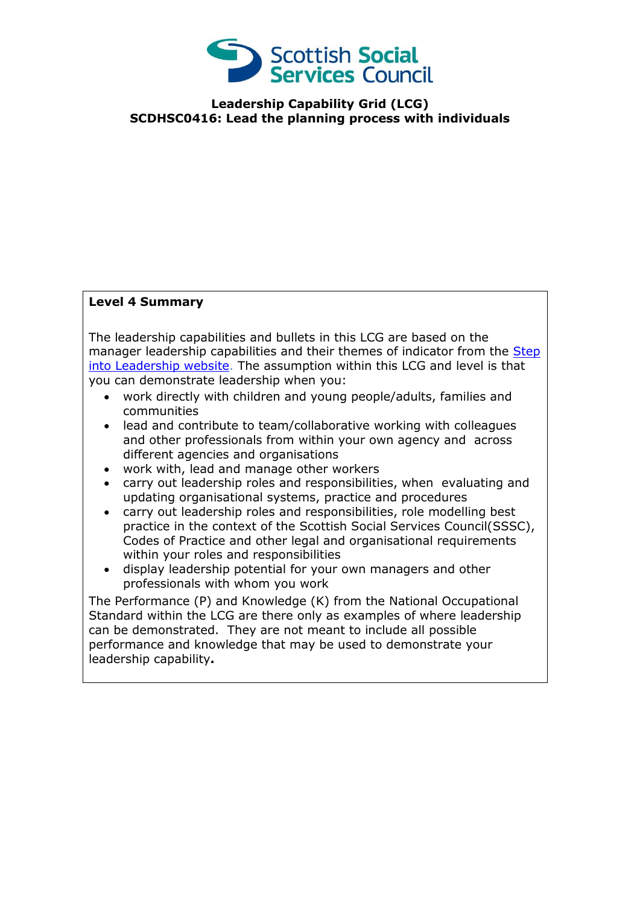Scottish Social Services Council

**Leadership Capability Grid (LCG)**
**SCDHSC0416: Lead the planning process with individuals**

**Level 4 Summary**

The leadership capabilities and bullets in this LCG are based on the manager leadership capabilities and their themes of indicator from the [Step into Leadership website](). The assumption within this LCG and level is that you can demonstrate leadership when you:

- work directly with children and young people/adults, families and communities
- lead and contribute to team/collaborative working with colleagues and other professionals from within your own agency and across different agencies and organisations
- work with, lead and manage other workers
- carry out leadership roles and responsibilities, when evaluating and updating organisational systems, practice and procedures
- carry out leadership roles and responsibilities, role modelling best practice in the context of the Scottish Social Services Council(SSSC), Codes of Practice and other legal and organisational requirements within your roles and responsibilities
- display leadership potential for your own managers and other professionals with whom you work

The Performance (P) and Knowledge (K) from the National Occupational Standard within the LCG are there only as examples of where leadership can be demonstrated. They are not meant to include all possible performance and knowledge that may be used to demonstrate your leadership capability**.**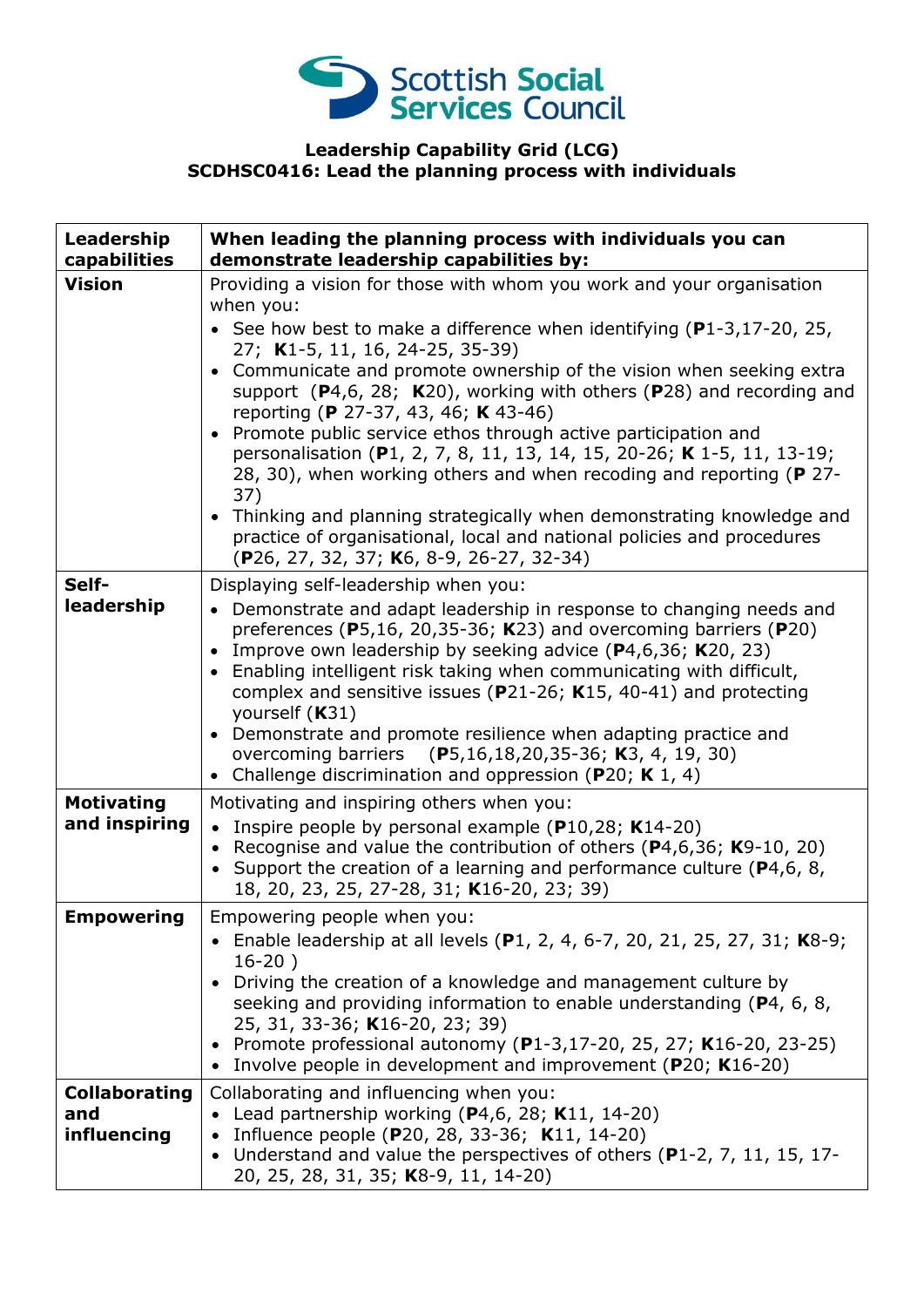**Leadership Capability Grid (LCG)**
**SCDHSC0416: Lead the planning process with individuals**

| **Leadership capabilities** | **When leading the planning process with individuals you can demonstrate leadership capabilities by:** |
|---|---|
| **Vision** | Providing a vision for those with whom you work and your organisation when you:<br>• See how best to make a difference when identifying (**P**1-3,17-20, 25, 27; **K**1-5, 11, 16, 24-25, 35-39)<br>• Communicate and promote ownership of the vision when seeking extra support (**P**4,6, 28; **K**20), working with others (**P**28) and recording and reporting (**P** 27-37, 43, 46; **K** 43-46)<br>• Promote public service ethos through active participation and personalisation (**P**1, 2, 7, 8, 11, 13, 14, 15, 20-26; **K** 1-5, 11, 13-19; 28, 30), when working others and when recoding and reporting (**P** 27-37)<br>• Thinking and planning strategically when demonstrating knowledge and practice of organisational, local and national policies and procedures (**P**26, 27, 32, 37; **K**6, 8-9, 26-27, 32-34) |
| **Self-leadership** | Displaying self-leadership when you:<br>• Demonstrate and adapt leadership in response to changing needs and preferences (**P**5,16, 20,35-36; **K**23) and overcoming barriers (**P**20)<br>• Improve own leadership by seeking advice (**P**4,6,36; **K**20, 23)<br>• Enabling intelligent risk taking when communicating with difficult, complex and sensitive issues (**P**21-26; **K**15, 40-41) and protecting yourself (**K**31)<br>• Demonstrate and promote resilience when adapting practice and overcoming barriers (**P**5,16,18,20,35-36; **K**3, 4, 19, 30)<br>• Challenge discrimination and oppression (**P**20; **K** 1, 4) |
| **Motivating and inspiring** | Motivating and inspiring others when you:<br>• Inspire people by personal example (**P**10,28; **K**14-20)<br>• Recognise and value the contribution of others (**P**4,6,36; **K**9-10, 20)<br>• Support the creation of a learning and performance culture (**P**4,6, 8, 18, 20, 23, 25, 27-28, 31; **K**16-20, 23; 39) |
| **Empowering** | Empowering people when you:<br>• Enable leadership at all levels (**P**1, 2, 4, 6-7, 20, 21, 25, 27, 31; **K**8-9; 16-20 )<br>• Driving the creation of a knowledge and management culture by seeking and providing information to enable understanding (**P**4, 6, 8, 25, 31, 33-36; **K**16-20, 23; 39)<br>• Promote professional autonomy (**P**1-3,17-20, 25, 27; **K**16-20, 23-25)<br>• Involve people in development and improvement (**P**20; **K**16-20) |
| **Collaborating and influencing** | Collaborating and influencing when you:<br>• Lead partnership working (**P**4,6, 28; **K**11, 14-20)<br>• Influence people (**P**20, 28, 33-36; **K**11, 14-20)<br>• Understand and value the perspectives of others (**P**1-2, 7, 11, 15, 17-20, 25, 28, 31, 35; **K**8-9, 11, 14-20) |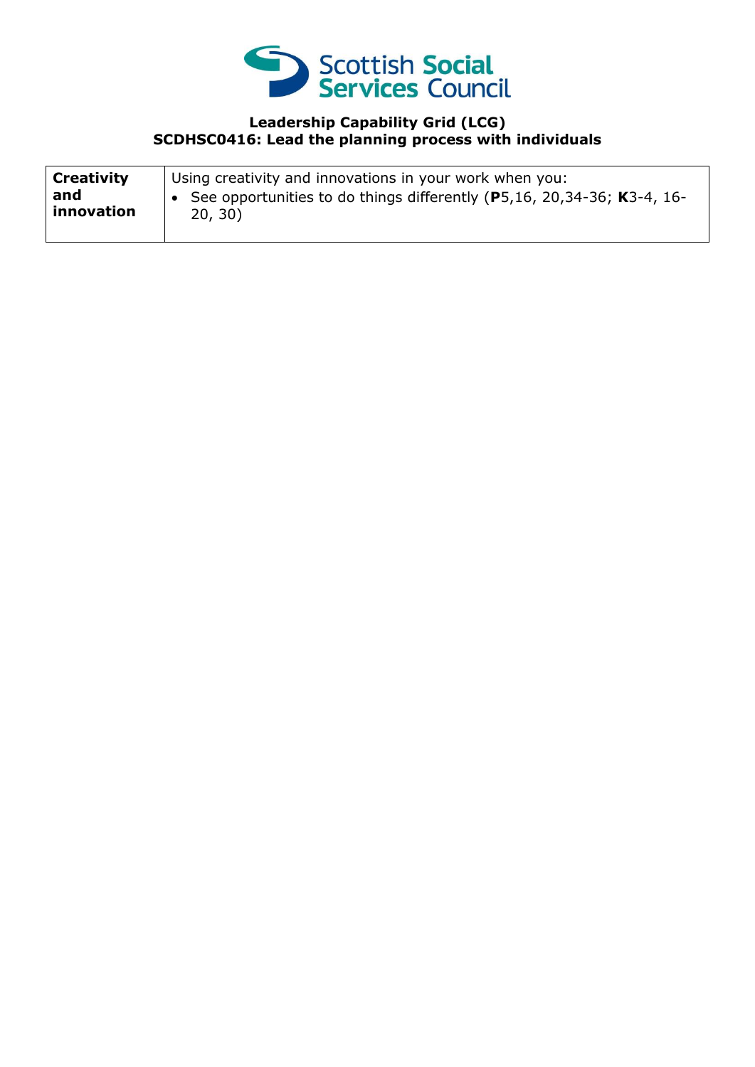**Leadership Capability Grid (LCG)**
**SCDHSC0416: Lead the planning process with individuals**

| | |
|---|---|
| **Creativity and innovation** | Using creativity and innovations in your work when you:<br>• See opportunities to do things differently (**P**5,16, 20,34-36; **K**3-4, 16-20, 30) |